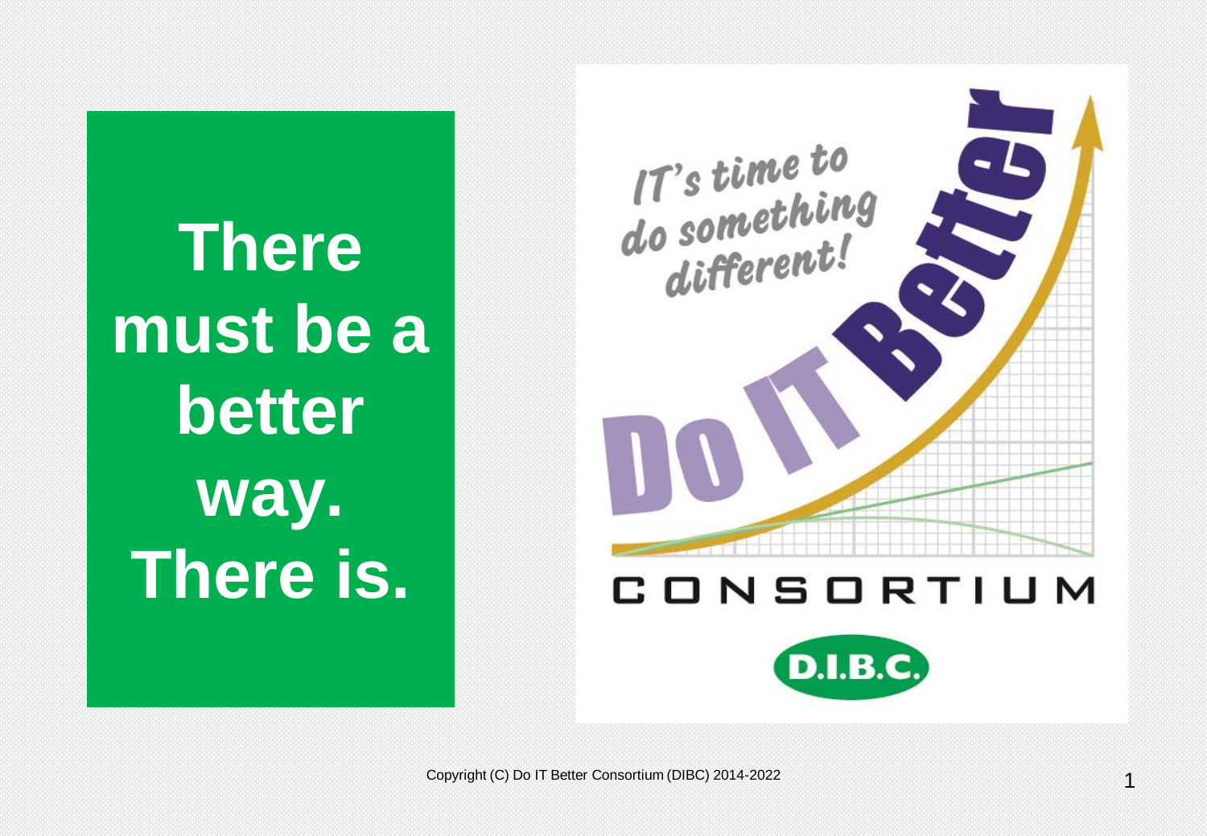**There must be a better way. There is.**

IT's time to do something different!

Do IT Better

CONSORTIUM

D.I.B.C.

Copyright (C) Do IT Better Consortium (DIBC) 2014-2022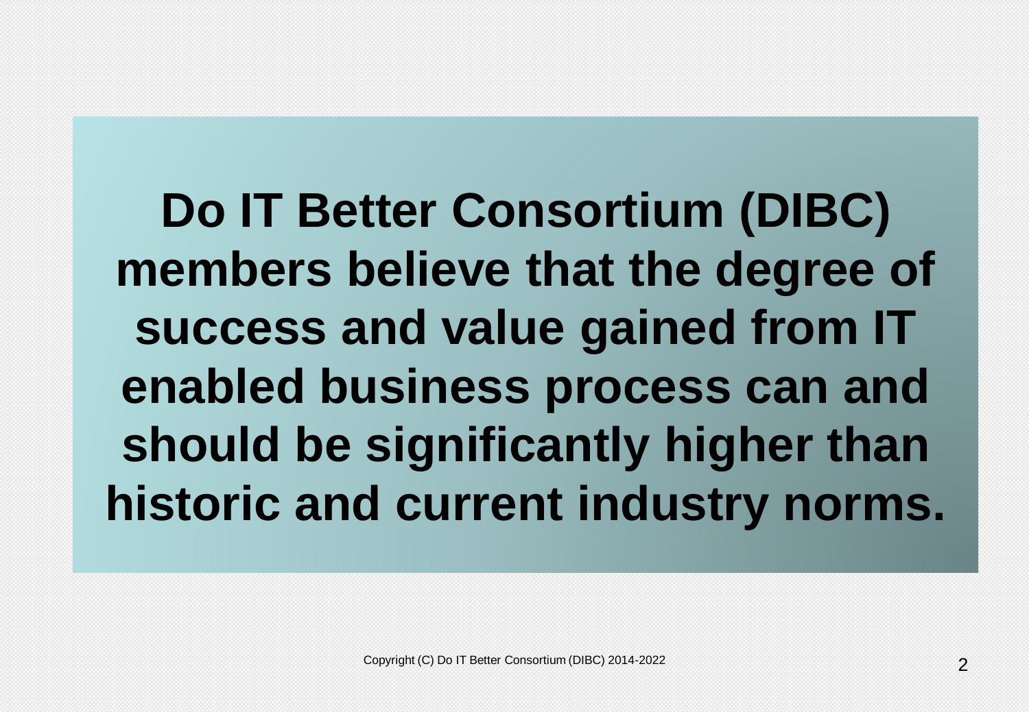**Do IT Better Consortium (DIBC) members believe that the degree of success and value gained from IT enabled business process can and should be significantly higher than historic and current industry norms.**

Copyright (C) Do IT Better Consortium (DIBC) 2014-2022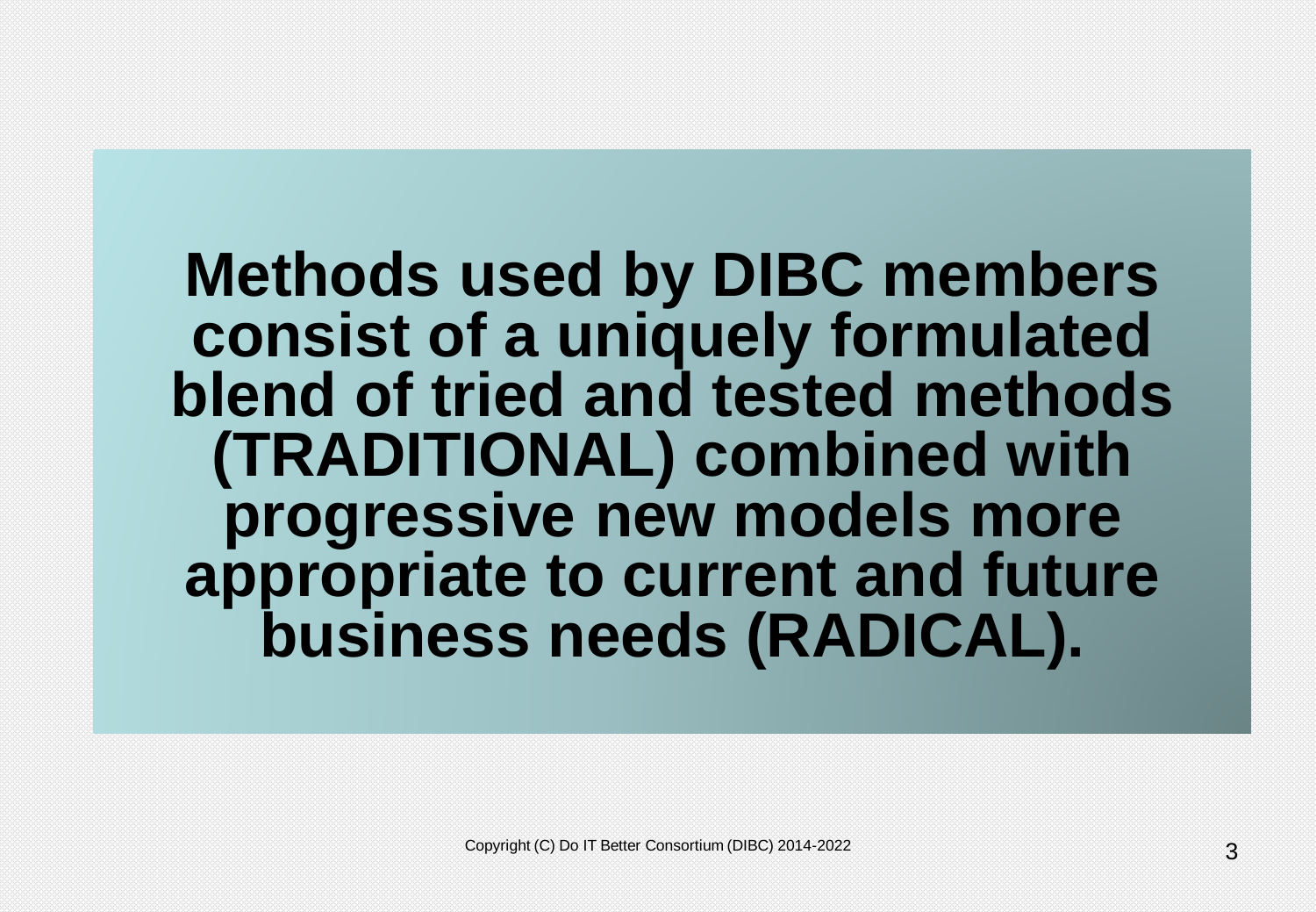**Methods used by DIBC members consist of a uniquely formulated blend of tried and tested methods (TRADITIONAL) combined with progressive new models more appropriate to current and future business needs (RADICAL).**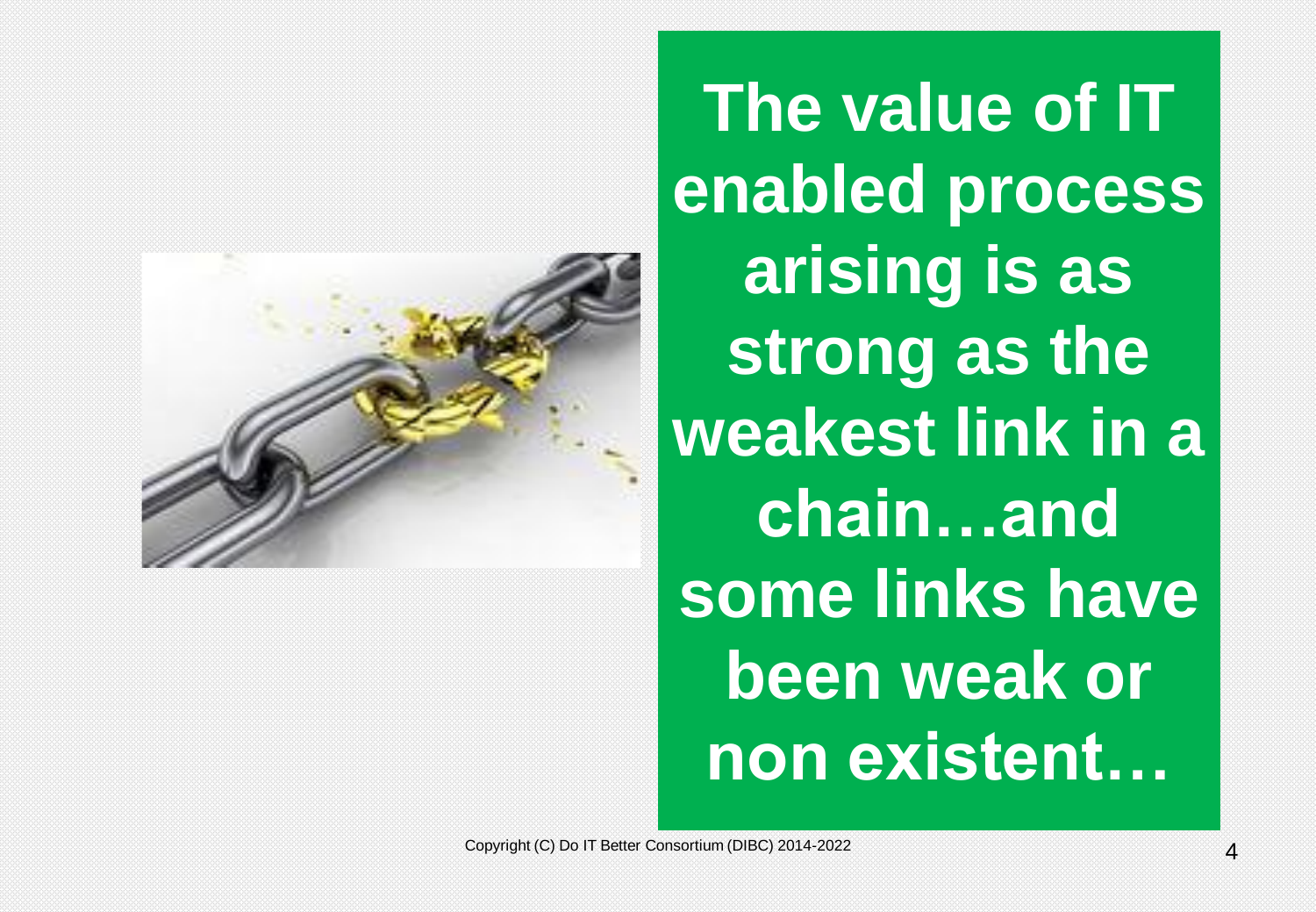**The value of IT enabled process arising is as strong as the weakest link in a chain…and some links have been weak or non existent…**

Copyright (C) Do IT Better Consortium (DIBC) 2014-2022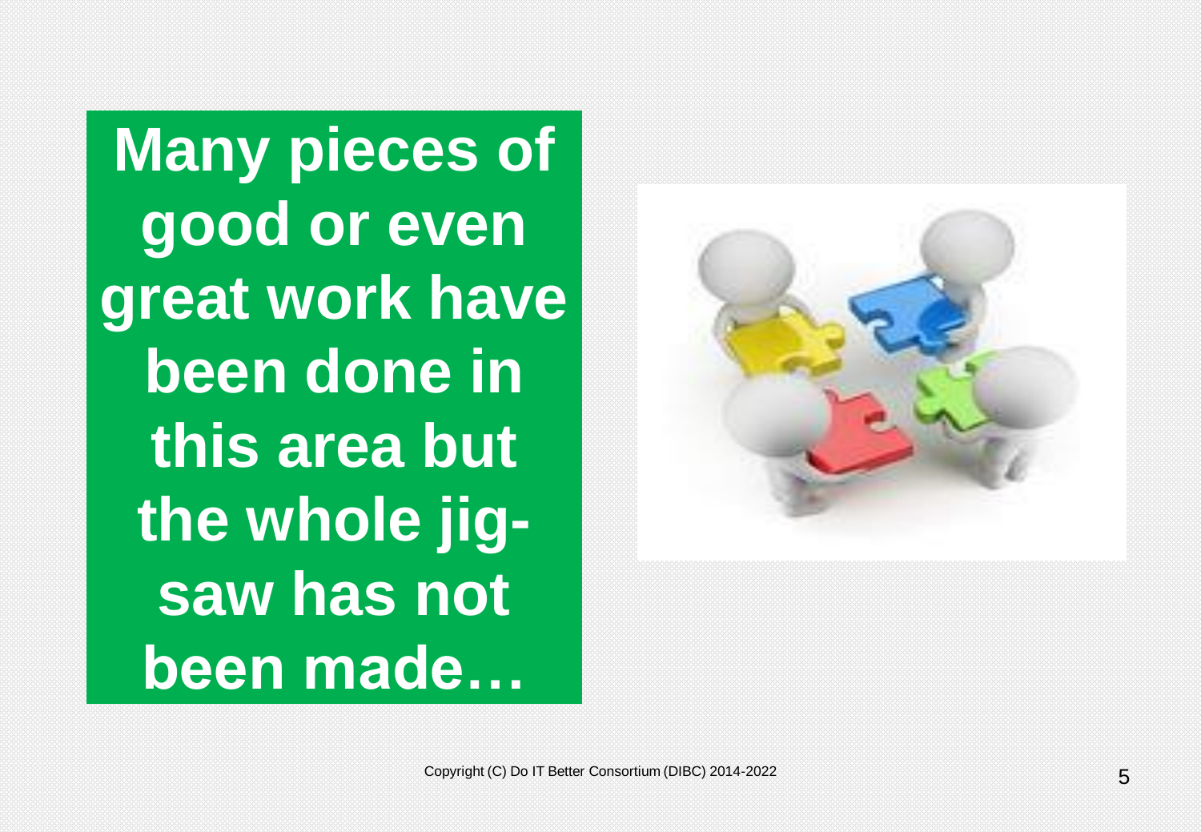**Many pieces of good or even great work have been done in this area but the whole jig-saw has not been made…**

Copyright (C) Do IT Better Consortium (DIBC) 2014-2022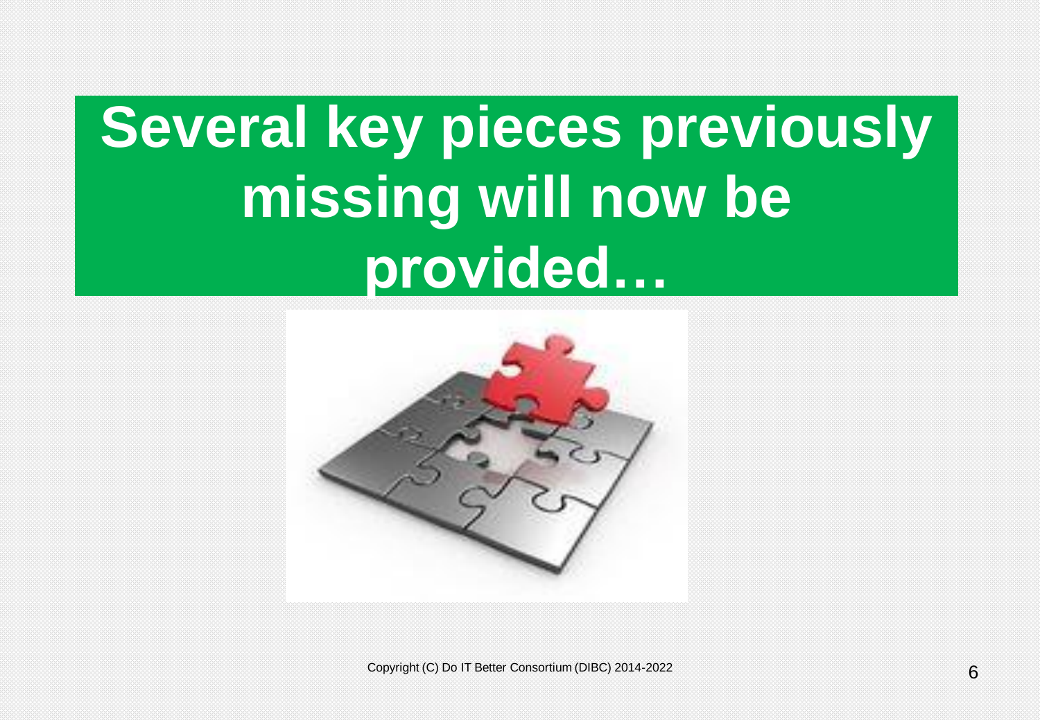# Several key pieces previously missing will now be provided…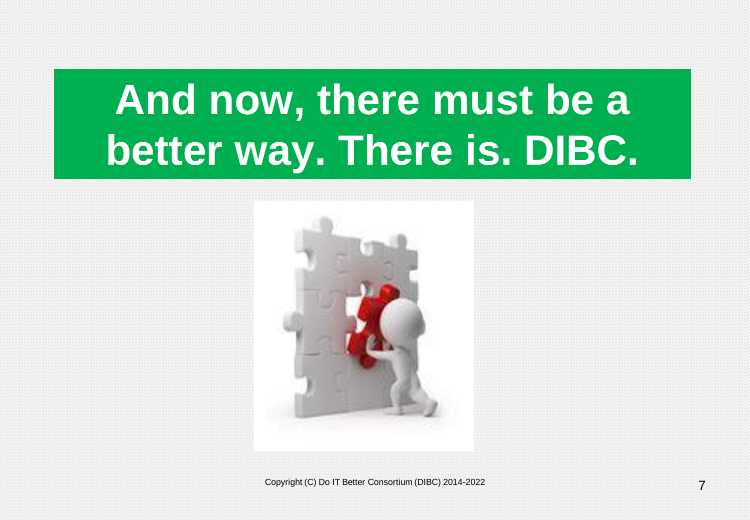# And now, there must be a better way. There is. DIBC.

Copyright (C) Do IT Better Consortium (DIBC) 2014-2022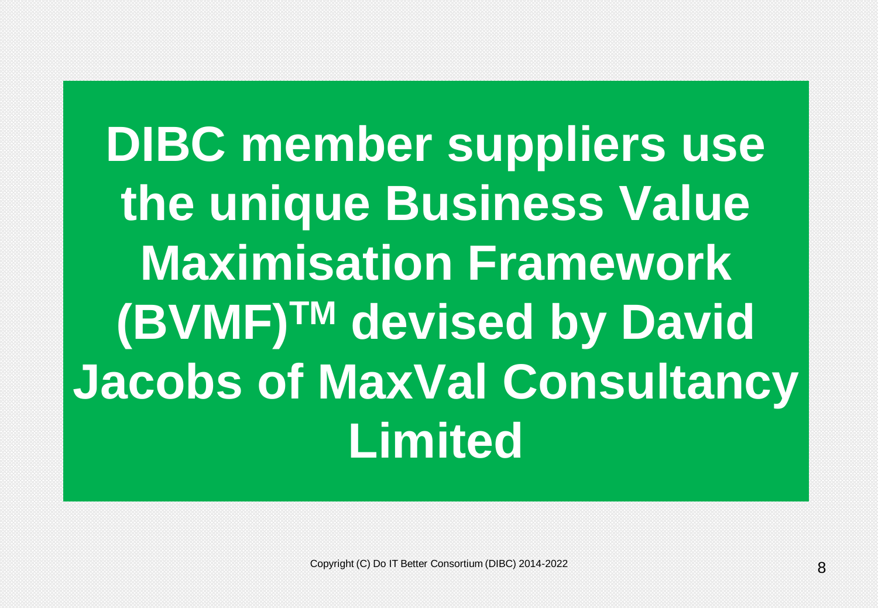**DIBC member suppliers use the unique Business Value Maximisation Framework (BVMF)™ devised by David Jacobs of MaxVal Consultancy Limited**

Copyright (C) Do IT Better Consortium (DIBC) 2014-2022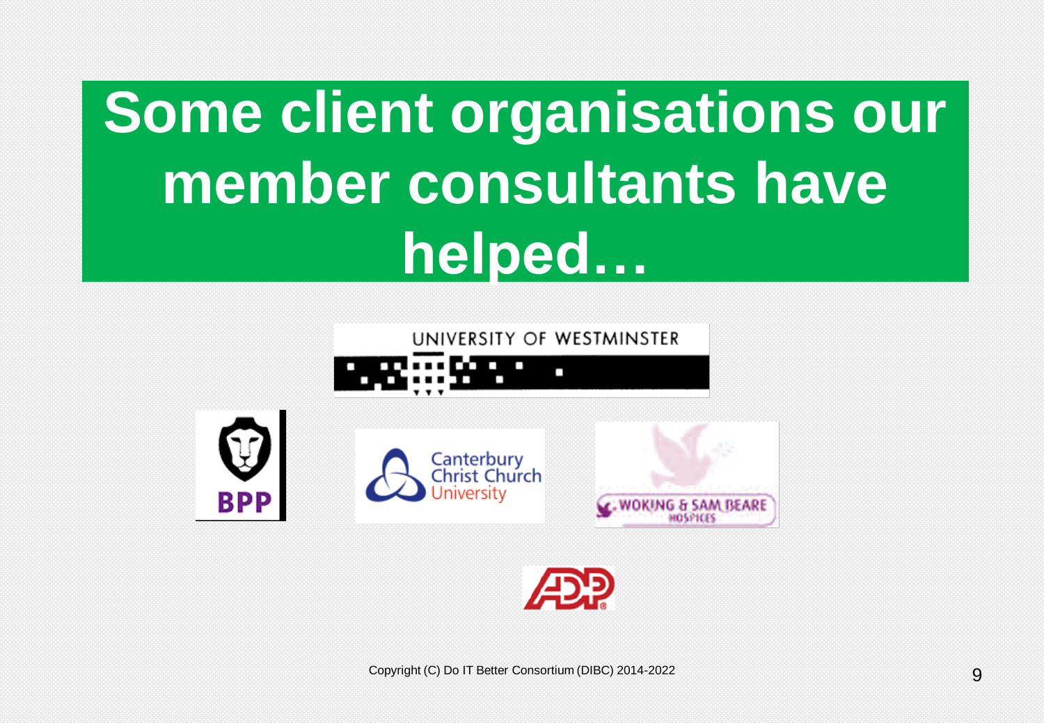# Some client organisations our member consultants have helped…

UNIVERSITY OF WESTMINSTER

BPP

Canterbury Christ Church University

WOKING & SAM BEARE HOSPICES

ADP

Copyright (C) Do IT Better Consortium (DIBC) 2014-2022